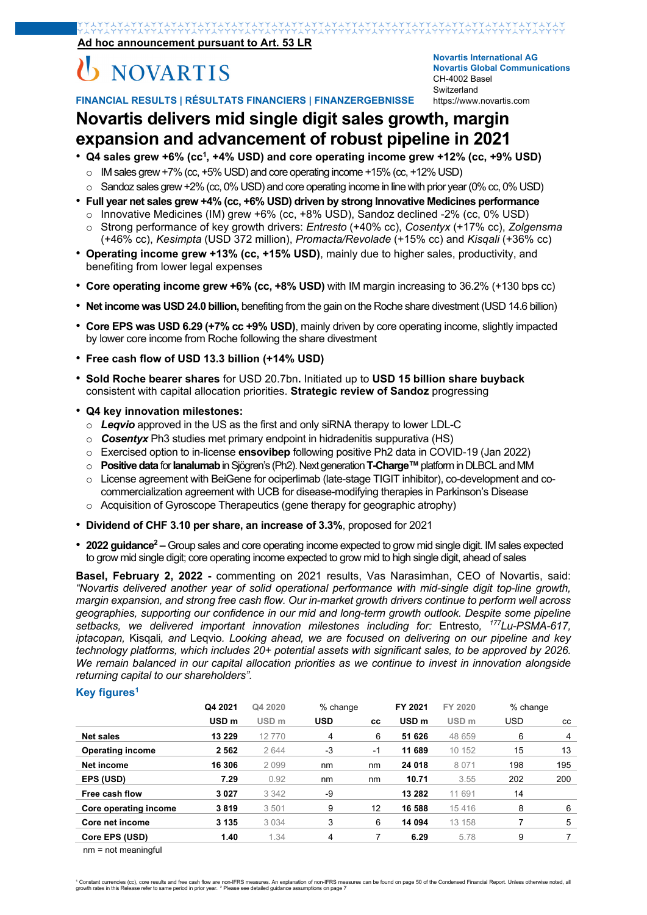**Ad hoc announcement pursuant to Art. 53 LR**

NOVARTIS

**Novartis International AG**
**Novartis Global Communications**
CH-4002 Basel
Switzerland
https://www.novartis.com

**FINANCIAL RESULTS | RÉSULTATS FINANCIERS | FINANZERGEBNISSE**

# Novartis delivers mid single digit sales growth, margin expansion and advancement of robust pipeline in 2021

- **Q4 sales grew +6% (cc[1], +4% USD) and core operating income grew +12% (cc, +9% USD)**
  - IM sales grew +7% (cc, +5% USD) and core operating income +15% (cc, +12% USD)
  - Sandoz sales grew +2% (cc, 0% USD) and core operating income in line with prior year (0% cc, 0% USD)
- **Full year net sales grew +4% (cc, +6% USD) driven by strong Innovative Medicines performance**
  - Innovative Medicines (IM) grew +6% (cc, +8% USD), Sandoz declined -2% (cc, 0% USD)
  - Strong performance of key growth drivers: *Entresto* (+40% cc), *Cosentyx* (+17% cc), *Zolgensma* (+46% cc), *Kesimpta* (USD 372 million), *Promacta/Revolade* (+15% cc) and *Kisqali* (+36% cc)
- **Operating income grew +13% (cc, +15% USD)**, mainly due to higher sales, productivity, and benefiting from lower legal expenses
- **Core operating income grew +6% (cc, +8% USD)** with IM margin increasing to 36.2% (+130 bps cc)
- **Net income was USD 24.0 billion,** benefiting from the gain on the Roche share divestment (USD 14.6 billion)
- **Core EPS was USD 6.29 (+7% cc +9% USD)**, mainly driven by core operating income, slightly impacted by lower core income from Roche following the share divestment
- **Free cash flow of USD 13.3 billion (+14% USD)**
- **Sold Roche bearer shares** for USD 20.7bn**.** Initiated up to **USD 15 billion share buyback** consistent with capital allocation priorities. **Strategic review of Sandoz** progressing
- **Q4 key innovation milestones:**
  - ***Leqvio*** approved in the US as the first and only siRNA therapy to lower LDL-C
  - ***Cosentyx*** Ph3 studies met primary endpoint in hidradenitis suppurativa (HS)
  - Exercised option to in-license **ensovibep** following positive Ph2 data in COVID-19 (Jan 2022)
  - **Positive data** for **Ianalumab** in Sjögren's (Ph2). Next generation **T-Charge™** platform in DLBCL and MM
  - License agreement with BeiGene for ociperlimab (late-stage TIGIT inhibitor), co-development and co-commercialization agreement with UCB for disease-modifying therapies in Parkinson's Disease
  - Acquisition of Gyroscope Therapeutics (gene therapy for geographic atrophy)
- **Dividend of CHF 3.10 per share, an increase of 3.3%**, proposed for 2021
- **2022 guidance[2] –** Group sales and core operating income expected to grow mid single digit. IM sales expected to grow mid single digit; core operating income expected to grow mid to high single digit, ahead of sales

**Basel, February 2, 2022 -** commenting on 2021 results, Vas Narasimhan, CEO of Novartis, said: *"Novartis delivered another year of solid operational performance with mid-single digit top-line growth, margin expansion, and strong free cash flow. Our in-market growth drivers continue to perform well across geographies, supporting our confidence in our mid and long-term growth outlook. Despite some pipeline setbacks, we delivered important innovation milestones including for:* Entresto, *$^{177}$Lu-PSMA-617, iptacopan,* Kisqali, *and* Leqvio. *Looking ahead, we are focused on delivering on our pipeline and key technology platforms, which includes 20+ potential assets with significant sales, to be approved by 2026. We remain balanced in our capital allocation priorities as we continue to invest in innovation alongside returning capital to our shareholders".*

## Key figures[1]

| | Q4 2021 | Q4 2020 | % change | | FY 2021 | FY 2020 | % change | |
|---|---|---|---|---|---|---|---|---|
| | USD m | USD m | USD | cc | USD m | USD m | USD | cc |
| **Net sales** | **13 229** | 12 770 | 4 | 6 | **51 626** | 48 659 | 6 | 4 |
| **Operating income** | **2 562** | 2 644 | -3 | -1 | **11 689** | 10 152 | 15 | 13 |
| **Net income** | **16 306** | 2 099 | nm | nm | **24 018** | 8 071 | 198 | 195 |
| **EPS (USD)** | **7.29** | 0.92 | nm | nm | **10.71** | 3.55 | 202 | 200 |
| **Free cash flow** | **3 027** | 3 342 | -9 | | **13 282** | 11 691 | 14 | |
| **Core operating income** | **3 819** | 3 501 | 9 | 12 | **16 588** | 15 416 | 8 | 6 |
| **Core net income** | **3 135** | 3 034 | 3 | 6 | **14 094** | 13 158 | 7 | 5 |
| **Core EPS (USD)** | **1.40** | 1.34 | 4 | 7 | **6.29** | 5.78 | 9 | 7 |

nm = not meaningful

[1] Constant currencies (cc), core results and free cash flow are non-IFRS measures. An explanation of non-IFRS measures can be found on page 50 of the Condensed Financial Report. Unless otherwise noted, all growth rates in this Release refer to same period in prior year. [2] Please see detailed guidance assumptions on page 7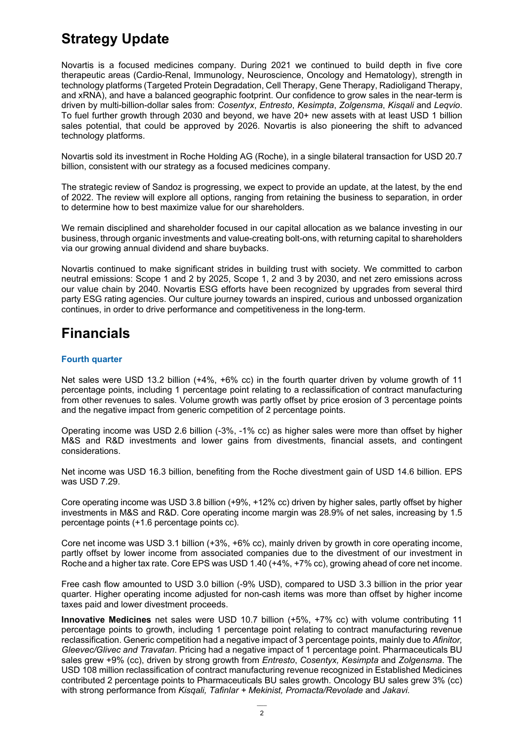# Strategy Update

Novartis is a focused medicines company. During 2021 we continued to build depth in five core therapeutic areas (Cardio-Renal, Immunology, Neuroscience, Oncology and Hematology), strength in technology platforms (Targeted Protein Degradation, Cell Therapy, Gene Therapy, Radioligand Therapy, and xRNA), and have a balanced geographic footprint. Our confidence to grow sales in the near-term is driven by multi-billion-dollar sales from: *Cosentyx*, *Entresto*, *Kesimpta*, *Zolgensma*, *Kisqali* and *Leqvio*. To fuel further growth through 2030 and beyond, we have 20+ new assets with at least USD 1 billion sales potential, that could be approved by 2026. Novartis is also pioneering the shift to advanced technology platforms.

Novartis sold its investment in Roche Holding AG (Roche), in a single bilateral transaction for USD 20.7 billion, consistent with our strategy as a focused medicines company.

The strategic review of Sandoz is progressing, we expect to provide an update, at the latest, by the end of 2022. The review will explore all options, ranging from retaining the business to separation, in order to determine how to best maximize value for our shareholders.

We remain disciplined and shareholder focused in our capital allocation as we balance investing in our business, through organic investments and value-creating bolt-ons, with returning capital to shareholders via our growing annual dividend and share buybacks.

Novartis continued to make significant strides in building trust with society. We committed to carbon neutral emissions: Scope 1 and 2 by 2025, Scope 1, 2 and 3 by 2030, and net zero emissions across our value chain by 2040. Novartis ESG efforts have been recognized by upgrades from several third party ESG rating agencies. Our culture journey towards an inspired, curious and unbossed organization continues, in order to drive performance and competitiveness in the long-term.

# Financials

### Fourth quarter

Net sales were USD 13.2 billion (+4%, +6% cc) in the fourth quarter driven by volume growth of 11 percentage points, including 1 percentage point relating to a reclassification of contract manufacturing from other revenues to sales. Volume growth was partly offset by price erosion of 3 percentage points and the negative impact from generic competition of 2 percentage points.

Operating income was USD 2.6 billion (-3%, -1% cc) as higher sales were more than offset by higher M&S and R&D investments and lower gains from divestments, financial assets, and contingent considerations.

Net income was USD 16.3 billion, benefiting from the Roche divestment gain of USD 14.6 billion. EPS was USD 7.29.

Core operating income was USD 3.8 billion (+9%, +12% cc) driven by higher sales, partly offset by higher investments in M&S and R&D. Core operating income margin was 28.9% of net sales, increasing by 1.5 percentage points (+1.6 percentage points cc).

Core net income was USD 3.1 billion (+3%, +6% cc), mainly driven by growth in core operating income, partly offset by lower income from associated companies due to the divestment of our investment in Roche and a higher tax rate. Core EPS was USD 1.40 (+4%, +7% cc), growing ahead of core net income.

Free cash flow amounted to USD 3.0 billion (-9% USD), compared to USD 3.3 billion in the prior year quarter. Higher operating income adjusted for non-cash items was more than offset by higher income taxes paid and lower divestment proceeds.

**Innovative Medicines** net sales were USD 10.7 billion (+5%, +7% cc) with volume contributing 11 percentage points to growth, including 1 percentage point relating to contract manufacturing revenue reclassification. Generic competition had a negative impact of 3 percentage points, mainly due to *Afinitor, Gleevec/Glivec and Travatan*. Pricing had a negative impact of 1 percentage point. Pharmaceuticals BU sales grew +9% (cc), driven by strong growth from *Entresto*, *Cosentyx, Kesimpta* and *Zolgensma*. The USD 108 million reclassification of contract manufacturing revenue recognized in Established Medicines contributed 2 percentage points to Pharmaceuticals BU sales growth. Oncology BU sales grew 3% (cc) with strong performance from *Kisqali, Tafinlar + Mekinist, Promacta/Revolade* and *Jakavi*.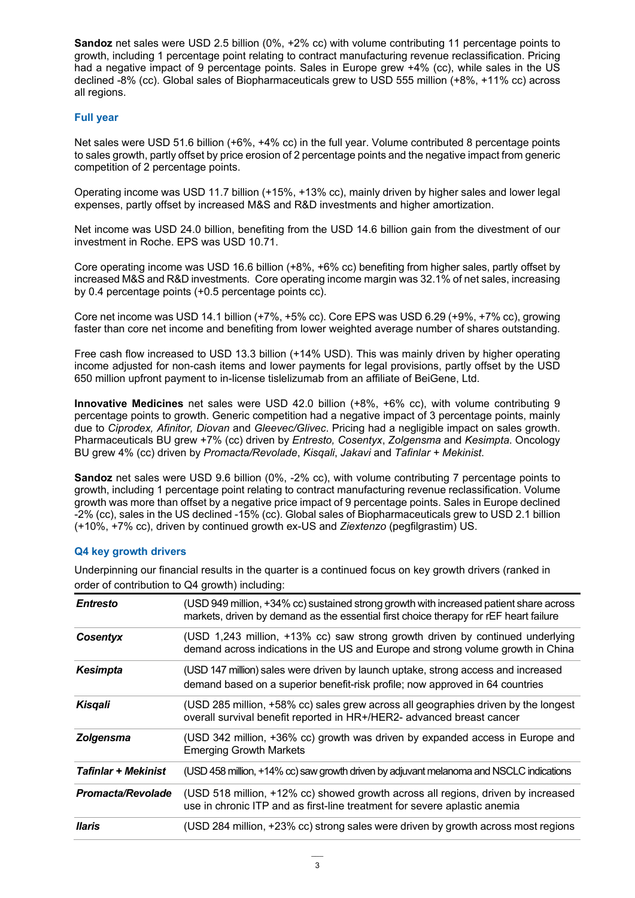**Sandoz** net sales were USD 2.5 billion (0%, +2% cc) with volume contributing 11 percentage points to growth, including 1 percentage point relating to contract manufacturing revenue reclassification. Pricing had a negative impact of 9 percentage points. Sales in Europe grew +4% (cc), while sales in the US declined -8% (cc). Global sales of Biopharmaceuticals grew to USD 555 million (+8%, +11% cc) across all regions.

### Full year

Net sales were USD 51.6 billion (+6%, +4% cc) in the full year. Volume contributed 8 percentage points to sales growth, partly offset by price erosion of 2 percentage points and the negative impact from generic competition of 2 percentage points.

Operating income was USD 11.7 billion (+15%, +13% cc), mainly driven by higher sales and lower legal expenses, partly offset by increased M&S and R&D investments and higher amortization.

Net income was USD 24.0 billion, benefiting from the USD 14.6 billion gain from the divestment of our investment in Roche. EPS was USD 10.71.

Core operating income was USD 16.6 billion (+8%, +6% cc) benefiting from higher sales, partly offset by increased M&S and R&D investments. Core operating income margin was 32.1% of net sales, increasing by 0.4 percentage points (+0.5 percentage points cc).

Core net income was USD 14.1 billion (+7%, +5% cc). Core EPS was USD 6.29 (+9%, +7% cc), growing faster than core net income and benefiting from lower weighted average number of shares outstanding.

Free cash flow increased to USD 13.3 billion (+14% USD). This was mainly driven by higher operating income adjusted for non-cash items and lower payments for legal provisions, partly offset by the USD 650 million upfront payment to in-license tislelizumab from an affiliate of BeiGene, Ltd.

**Innovative Medicines** net sales were USD 42.0 billion (+8%, +6% cc), with volume contributing 9 percentage points to growth. Generic competition had a negative impact of 3 percentage points, mainly due to *Ciprodex, Afinitor, Diovan* and *Gleevec/Glivec*. Pricing had a negligible impact on sales growth. Pharmaceuticals BU grew +7% (cc) driven by *Entresto, Cosentyx*, *Zolgensma* and *Kesimpta*. Oncology BU grew 4% (cc) driven by *Promacta/Revolade*, *Kisqali*, *Jakavi* and *Tafinlar* + *Mekinist*.

**Sandoz** net sales were USD 9.6 billion (0%, -2% cc), with volume contributing 7 percentage points to growth, including 1 percentage point relating to contract manufacturing revenue reclassification. Volume growth was more than offset by a negative price impact of 9 percentage points. Sales in Europe declined -2% (cc), sales in the US declined -15% (cc). Global sales of Biopharmaceuticals grew to USD 2.1 billion (+10%, +7% cc), driven by continued growth ex-US and *Ziextenzo* (pegfilgrastim) US.

### Q4 key growth drivers

Underpinning our financial results in the quarter is a continued focus on key growth drivers (ranked in order of contribution to Q4 growth) including:

| | |
|---|---|
| ***Entresto*** | (USD 949 million, +34% cc) sustained strong growth with increased patient share across markets, driven by demand as the essential first choice therapy for rEF heart failure |
| ***Cosentyx*** | (USD 1,243 million, +13% cc) saw strong growth driven by continued underlying demand across indications in the US and Europe and strong volume growth in China |
| ***Kesimpta*** | (USD 147 million) sales were driven by launch uptake, strong access and increased demand based on a superior benefit-risk profile; now approved in 64 countries |
| ***Kisqali*** | (USD 285 million, +58% cc) sales grew across all geographies driven by the longest overall survival benefit reported in HR+/HER2- advanced breast cancer |
| ***Zolgensma*** | (USD 342 million, +36% cc) growth was driven by expanded access in Europe and Emerging Growth Markets |
| ***Tafinlar + Mekinist*** | (USD 458 million, +14% cc) saw growth driven by adjuvant melanoma and NSCLC indications |
| ***Promacta/Revolade*** | (USD 518 million, +12% cc) showed growth across all regions, driven by increased use in chronic ITP and as first-line treatment for severe aplastic anemia |
| ***Ilaris*** | (USD 284 million, +23% cc) strong sales were driven by growth across most regions |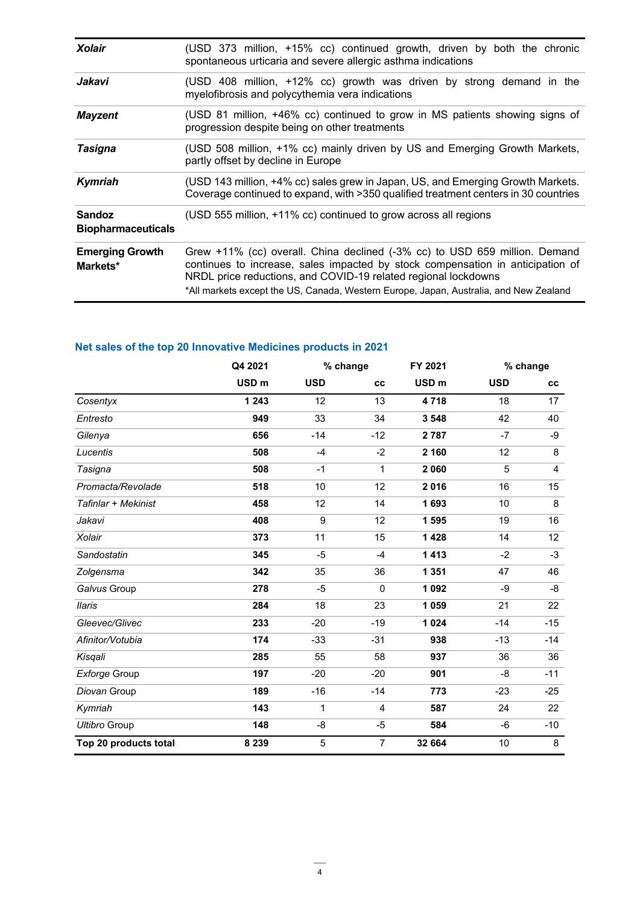| | |
|---|---|
| ***Xolair*** | (USD 373 million, +15% cc) continued growth, driven by both the chronic spontaneous urticaria and severe allergic asthma indications |
| ***Jakavi*** | (USD 408 million, +12% cc) growth was driven by strong demand in the myelofibrosis and polycythemia vera indications |
| ***Mayzent*** | (USD 81 million, +46% cc) continued to grow in MS patients showing signs of progression despite being on other treatments |
| ***Tasigna*** | (USD 508 million, +1% cc) mainly driven by US and Emerging Growth Markets, partly offset by decline in Europe |
| ***Kymriah*** | (USD 143 million, +4% cc) sales grew in Japan, US, and Emerging Growth Markets. Coverage continued to expand, with >350 qualified treatment centers in 30 countries |
| **Sandoz Biopharmaceuticals** | (USD 555 million, +11% cc) continued to grow across all regions |
| **Emerging Growth Markets*** | Grew +11% (cc) overall. China declined (-3% cc) to USD 659 million. Demand continues to increase, sales impacted by stock compensation in anticipation of NRDL price reductions, and COVID-19 related regional lockdowns<br>*All markets except the US, Canada, Western Europe, Japan, Australia, and New Zealand |

### Net sales of the top 20 Innovative Medicines products in 2021

| | Q4 2021 | % change | | FY 2021 | % change | |
|---|---|---|---|---|---|---|
| | USD m | USD | cc | USD m | USD | cc |
| *Cosentyx* | **1 243** | 12 | 13 | **4 718** | 18 | 17 |
| *Entresto* | **949** | 33 | 34 | **3 548** | 42 | 40 |
| *Gilenya* | **656** | -14 | -12 | **2 787** | -7 | -9 |
| *Lucentis* | **508** | -4 | -2 | **2 160** | 12 | 8 |
| *Tasigna* | **508** | -1 | 1 | **2 060** | 5 | 4 |
| *Promacta/Revolade* | **518** | 10 | 12 | **2 016** | 16 | 15 |
| *Tafinlar + Mekinist* | **458** | 12 | 14 | **1 693** | 10 | 8 |
| *Jakavi* | **408** | 9 | 12 | **1 595** | 19 | 16 |
| *Xolair* | **373** | 11 | 15 | **1 428** | 14 | 12 |
| *Sandostatin* | **345** | -5 | -4 | **1 413** | -2 | -3 |
| *Zolgensma* | **342** | 35 | 36 | **1 351** | 47 | 46 |
| *Galvus* Group | **278** | -5 | 0 | **1 092** | -9 | -8 |
| *Ilaris* | **284** | 18 | 23 | **1 059** | 21 | 22 |
| *Gleevec/Glivec* | **233** | -20 | -19 | **1 024** | -14 | -15 |
| *Afinitor/Votubia* | **174** | -33 | -31 | **938** | -13 | -14 |
| *Kisqali* | **285** | 55 | 58 | **937** | 36 | 36 |
| *Exforge* Group | **197** | -20 | -20 | **901** | -8 | -11 |
| *Diovan* Group | **189** | -16 | -14 | **773** | -23 | -25 |
| *Kymriah* | **143** | 1 | 4 | **587** | 24 | 22 |
| *Ultibro* Group | **148** | -8 | -5 | **584** | -6 | -10 |
| **Top 20 products total** | **8 239** | 5 | 7 | **32 664** | 10 | 8 |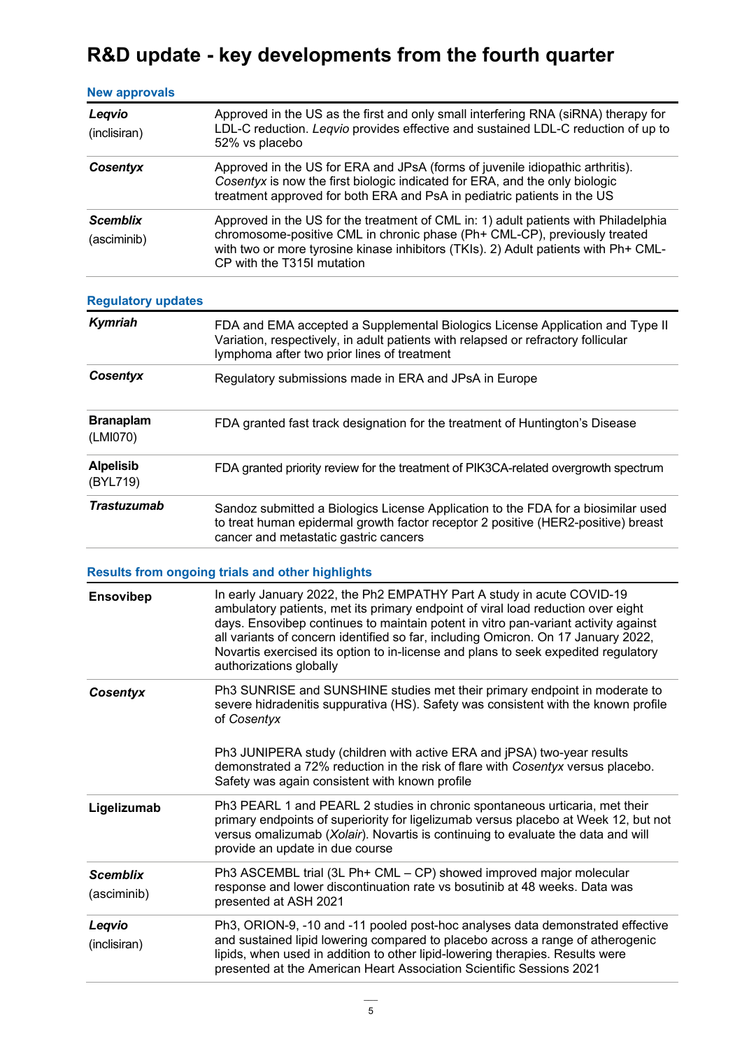# R&D update - key developments from the fourth quarter

### New approvals

| | |
|---|---|
| ***Leqvio*** (inclisiran) | Approved in the US as the first and only small interfering RNA (siRNA) therapy for LDL-C reduction. *Leqvio* provides effective and sustained LDL-C reduction of up to 52% vs placebo |
| ***Cosentyx*** | Approved in the US for ERA and JPsA (forms of juvenile idiopathic arthritis). *Cosentyx* is now the first biologic indicated for ERA, and the only biologic treatment approved for both ERA and PsA in pediatric patients in the US |
| ***Scemblix*** (asciminib) | Approved in the US for the treatment of CML in: 1) adult patients with Philadelphia chromosome-positive CML in chronic phase (Ph+ CML-CP), previously treated with two or more tyrosine kinase inhibitors (TKIs). 2) Adult patients with Ph+ CML-CP with the T315I mutation |

### Regulatory updates

| | |
|---|---|
| ***Kymriah*** | FDA and EMA accepted a Supplemental Biologics License Application and Type II Variation, respectively, in adult patients with relapsed or refractory follicular lymphoma after two prior lines of treatment |
| ***Cosentyx*** | Regulatory submissions made in ERA and JPsA in Europe |
| **Branaplam** (LMI070) | FDA granted fast track designation for the treatment of Huntington's Disease |
| **Alpelisib** (BYL719) | FDA granted priority review for the treatment of PIK3CA-related overgrowth spectrum |
| ***Trastuzumab*** | Sandoz submitted a Biologics License Application to the FDA for a biosimilar used to treat human epidermal growth factor receptor 2 positive (HER2-positive) breast cancer and metastatic gastric cancers |

### Results from ongoing trials and other highlights

| | |
|---|---|
| **Ensovibep** | In early January 2022, the Ph2 EMPATHY Part A study in acute COVID-19 ambulatory patients, met its primary endpoint of viral load reduction over eight days. Ensovibep continues to maintain potent in vitro pan-variant activity against all variants of concern identified so far, including Omicron. On 17 January 2022, Novartis exercised its option to in-license and plans to seek expedited regulatory authorizations globally |
| ***Cosentyx*** | Ph3 SUNRISE and SUNSHINE studies met their primary endpoint in moderate to severe hidradenitis suppurativa (HS). Safety was consistent with the known profile of *Cosentyx*<br><br>Ph3 JUNIPERA study (children with active ERA and jPSA) two-year results demonstrated a 72% reduction in the risk of flare with *Cosentyx* versus placebo. Safety was again consistent with known profile |
| **Ligelizumab** | Ph3 PEARL 1 and PEARL 2 studies in chronic spontaneous urticaria, met their primary endpoints of superiority for ligelizumab versus placebo at Week 12, but not versus omalizumab (*Xolair*). Novartis is continuing to evaluate the data and will provide an update in due course |
| ***Scemblix*** (asciminib) | Ph3 ASCEMBL trial (3L Ph+ CML – CP) showed improved major molecular response and lower discontinuation rate vs bosutinib at 48 weeks. Data was presented at ASH 2021 |
| ***Leqvio*** (inclisiran) | Ph3, ORION-9, -10 and -11 pooled post-hoc analyses data demonstrated effective and sustained lipid lowering compared to placebo across a range of atherogenic lipids, when used in addition to other lipid-lowering therapies. Results were presented at the American Heart Association Scientific Sessions 2021 |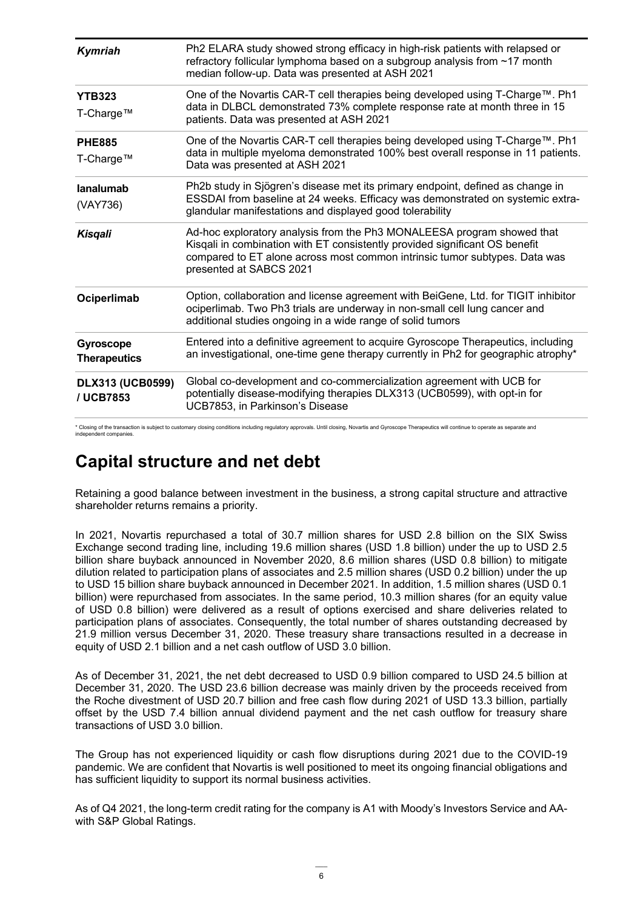| | |
|---|---|
| ***Kymriah*** | Ph2 ELARA study showed strong efficacy in high-risk patients with relapsed or refractory follicular lymphoma based on a subgroup analysis from ~17 month median follow-up. Data was presented at ASH 2021 |
| **YTB323** T-Charge™ | One of the Novartis CAR-T cell therapies being developed using T-Charge™. Ph1 data in DLBCL demonstrated 73% complete response rate at month three in 15 patients. Data was presented at ASH 2021 |
| **PHE885** T-Charge™ | One of the Novartis CAR-T cell therapies being developed using T-Charge™. Ph1 data in multiple myeloma demonstrated 100% best overall response in 11 patients. Data was presented at ASH 2021 |
| **Ianalumab** (VAY736) | Ph2b study in Sjögren's disease met its primary endpoint, defined as change in ESSDAI from baseline at 24 weeks. Efficacy was demonstrated on systemic extra-glandular manifestations and displayed good tolerability |
| ***Kisqali*** | Ad-hoc exploratory analysis from the Ph3 MONALEESA program showed that Kisqali in combination with ET consistently provided significant OS benefit compared to ET alone across most common intrinsic tumor subtypes. Data was presented at SABCS 2021 |
| **Ociperlimab** | Option, collaboration and license agreement with BeiGene, Ltd. for TIGIT inhibitor ociperlimab. Two Ph3 trials are underway in non-small cell lung cancer and additional studies ongoing in a wide range of solid tumors |
| **Gyroscope Therapeutics** | Entered into a definitive agreement to acquire Gyroscope Therapeutics, including an investigational, one-time gene therapy currently in Ph2 for geographic atrophy* |
| **DLX313 (UCB0599) / UCB7853** | Global co-development and co-commercialization agreement with UCB for potentially disease-modifying therapies DLX313 (UCB0599), with opt-in for UCB7853, in Parkinson's Disease |

* Closing of the transaction is subject to customary closing conditions including regulatory approvals. Until closing, Novartis and Gyroscope Therapeutics will continue to operate as separate and independent companies.

# Capital structure and net debt

Retaining a good balance between investment in the business, a strong capital structure and attractive shareholder returns remains a priority.

In 2021, Novartis repurchased a total of 30.7 million shares for USD 2.8 billion on the SIX Swiss Exchange second trading line, including 19.6 million shares (USD 1.8 billion) under the up to USD 2.5 billion share buyback announced in November 2020, 8.6 million shares (USD 0.8 billion) to mitigate dilution related to participation plans of associates and 2.5 million shares (USD 0.2 billion) under the up to USD 15 billion share buyback announced in December 2021. In addition, 1.5 million shares (USD 0.1 billion) were repurchased from associates. In the same period, 10.3 million shares (for an equity value of USD 0.8 billion) were delivered as a result of options exercised and share deliveries related to participation plans of associates. Consequently, the total number of shares outstanding decreased by 21.9 million versus December 31, 2020. These treasury share transactions resulted in a decrease in equity of USD 2.1 billion and a net cash outflow of USD 3.0 billion.

As of December 31, 2021, the net debt decreased to USD 0.9 billion compared to USD 24.5 billion at December 31, 2020. The USD 23.6 billion decrease was mainly driven by the proceeds received from the Roche divestment of USD 20.7 billion and free cash flow during 2021 of USD 13.3 billion, partially offset by the USD 7.4 billion annual dividend payment and the net cash outflow for treasury share transactions of USD 3.0 billion.

The Group has not experienced liquidity or cash flow disruptions during 2021 due to the COVID-19 pandemic. We are confident that Novartis is well positioned to meet its ongoing financial obligations and has sufficient liquidity to support its normal business activities.

As of Q4 2021, the long-term credit rating for the company is A1 with Moody's Investors Service and AA- with S&P Global Ratings.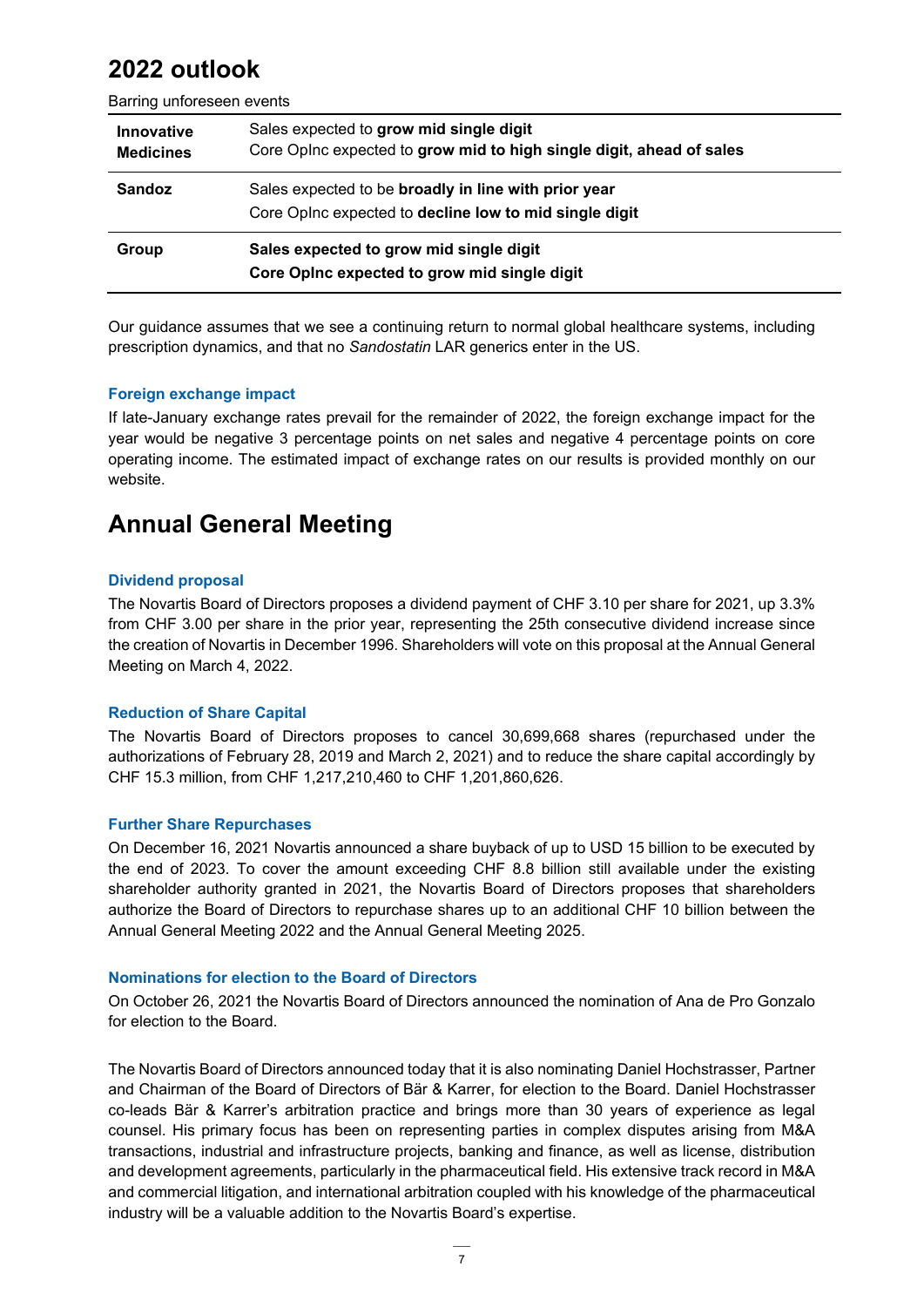# 2022 outlook

Barring unforeseen events

| | |
|---|---|
| **Innovative Medicines** | Sales expected to **grow mid single digit**<br>Core OpInc expected to **grow mid to high single digit, ahead of sales** |
| **Sandoz** | Sales expected to be **broadly in line with prior year**<br>Core OpInc expected to **decline low to mid single digit** |
| **Group** | **Sales expected to grow mid single digit**<br>**Core OpInc expected to grow mid single digit** |

Our guidance assumes that we see a continuing return to normal global healthcare systems, including prescription dynamics, and that no *Sandostatin* LAR generics enter in the US.

### Foreign exchange impact

If late-January exchange rates prevail for the remainder of 2022, the foreign exchange impact for the year would be negative 3 percentage points on net sales and negative 4 percentage points on core operating income. The estimated impact of exchange rates on our results is provided monthly on our website.

# Annual General Meeting

### Dividend proposal

The Novartis Board of Directors proposes a dividend payment of CHF 3.10 per share for 2021, up 3.3% from CHF 3.00 per share in the prior year, representing the 25th consecutive dividend increase since the creation of Novartis in December 1996. Shareholders will vote on this proposal at the Annual General Meeting on March 4, 2022.

### Reduction of Share Capital

The Novartis Board of Directors proposes to cancel 30,699,668 shares (repurchased under the authorizations of February 28, 2019 and March 2, 2021) and to reduce the share capital accordingly by CHF 15.3 million, from CHF 1,217,210,460 to CHF 1,201,860,626.

### Further Share Repurchases

On December 16, 2021 Novartis announced a share buyback of up to USD 15 billion to be executed by the end of 2023. To cover the amount exceeding CHF 8.8 billion still available under the existing shareholder authority granted in 2021, the Novartis Board of Directors proposes that shareholders authorize the Board of Directors to repurchase shares up to an additional CHF 10 billion between the Annual General Meeting 2022 and the Annual General Meeting 2025.

### Nominations for election to the Board of Directors

On October 26, 2021 the Novartis Board of Directors announced the nomination of Ana de Pro Gonzalo for election to the Board.

The Novartis Board of Directors announced today that it is also nominating Daniel Hochstrasser, Partner and Chairman of the Board of Directors of Bär & Karrer, for election to the Board. Daniel Hochstrasser co-leads Bär & Karrer's arbitration practice and brings more than 30 years of experience as legal counsel. His primary focus has been on representing parties in complex disputes arising from M&A transactions, industrial and infrastructure projects, banking and finance, as well as license, distribution and development agreements, particularly in the pharmaceutical field. His extensive track record in M&A and commercial litigation, and international arbitration coupled with his knowledge of the pharmaceutical industry will be a valuable addition to the Novartis Board's expertise.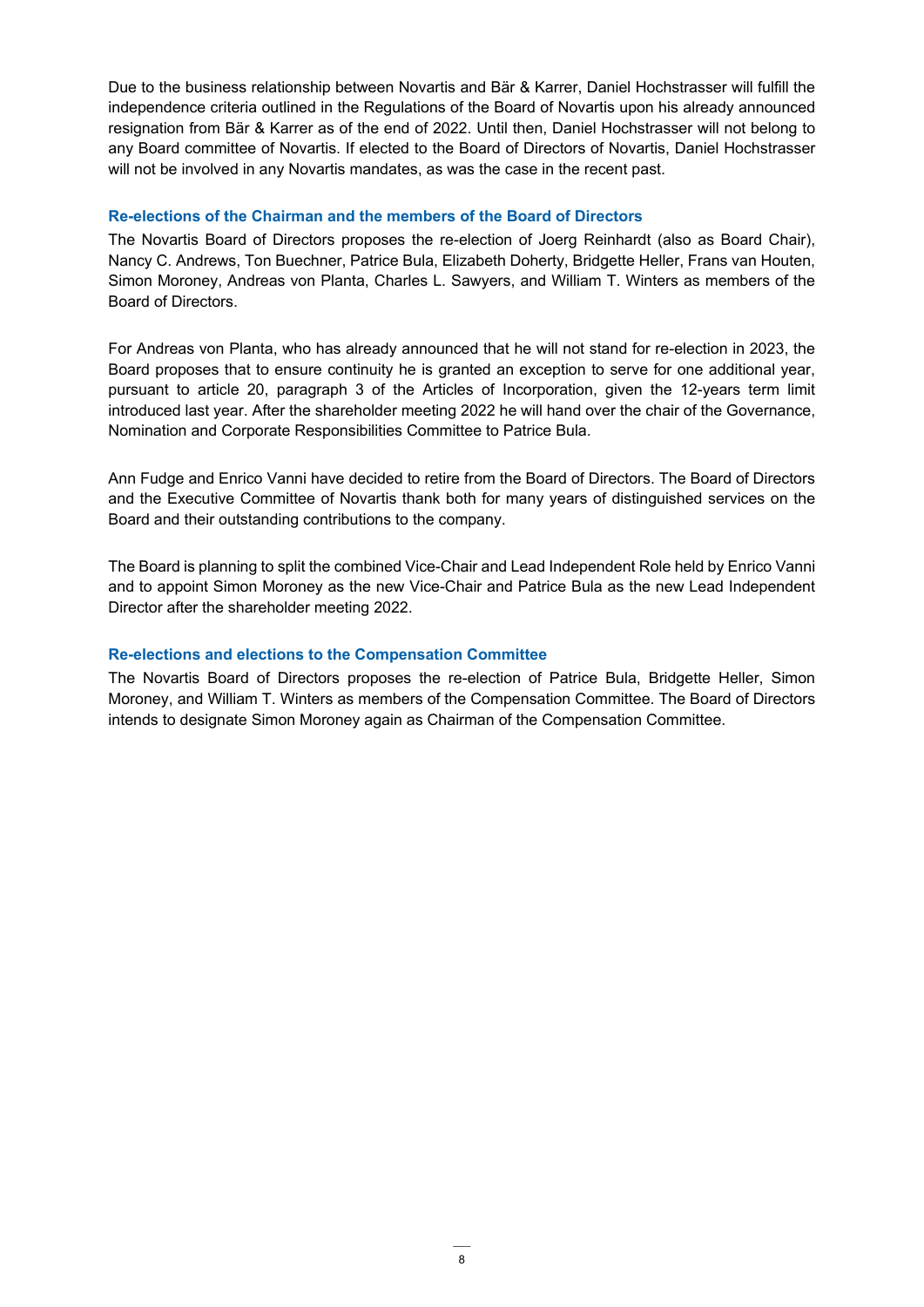Due to the business relationship between Novartis and Bär & Karrer, Daniel Hochstrasser will fulfill the independence criteria outlined in the Regulations of the Board of Novartis upon his already announced resignation from Bär & Karrer as of the end of 2022. Until then, Daniel Hochstrasser will not belong to any Board committee of Novartis. If elected to the Board of Directors of Novartis, Daniel Hochstrasser will not be involved in any Novartis mandates, as was the case in the recent past.

### Re-elections of the Chairman and the members of the Board of Directors

The Novartis Board of Directors proposes the re-election of Joerg Reinhardt (also as Board Chair), Nancy C. Andrews, Ton Buechner, Patrice Bula, Elizabeth Doherty, Bridgette Heller, Frans van Houten, Simon Moroney, Andreas von Planta, Charles L. Sawyers, and William T. Winters as members of the Board of Directors.

For Andreas von Planta, who has already announced that he will not stand for re-election in 2023, the Board proposes that to ensure continuity he is granted an exception to serve for one additional year, pursuant to article 20, paragraph 3 of the Articles of Incorporation, given the 12-years term limit introduced last year. After the shareholder meeting 2022 he will hand over the chair of the Governance, Nomination and Corporate Responsibilities Committee to Patrice Bula.

Ann Fudge and Enrico Vanni have decided to retire from the Board of Directors. The Board of Directors and the Executive Committee of Novartis thank both for many years of distinguished services on the Board and their outstanding contributions to the company.

The Board is planning to split the combined Vice-Chair and Lead Independent Role held by Enrico Vanni and to appoint Simon Moroney as the new Vice-Chair and Patrice Bula as the new Lead Independent Director after the shareholder meeting 2022.

### Re-elections and elections to the Compensation Committee

The Novartis Board of Directors proposes the re-election of Patrice Bula, Bridgette Heller, Simon Moroney, and William T. Winters as members of the Compensation Committee. The Board of Directors intends to designate Simon Moroney again as Chairman of the Compensation Committee.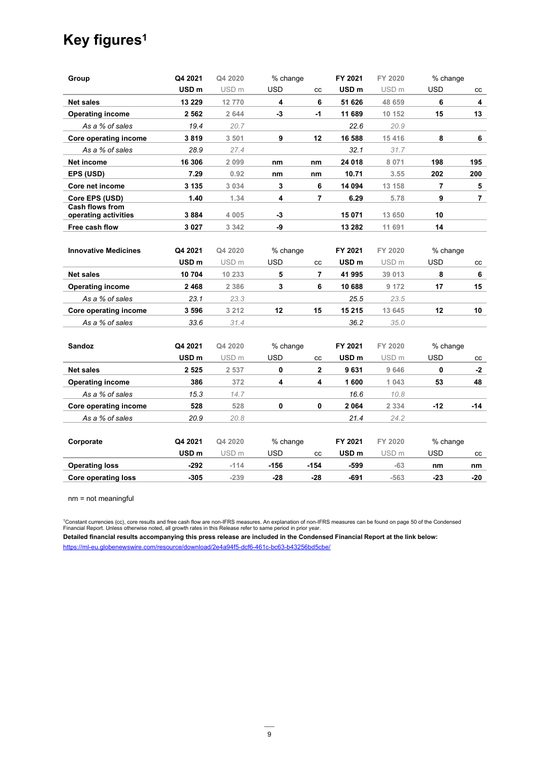# Key figures[1]

| Group | Q4 2021 | Q4 2020 | % change | | FY 2021 | FY 2020 | % change | |
|---|---|---|---|---|---|---|---|---|
| | USD m | USD m | USD | cc | USD m | USD m | USD | cc |
| **Net sales** | 13 229 | 12 770 | 4 | 6 | 51 626 | 48 659 | 6 | 4 |
| **Operating income** | 2 562 | 2 644 | -3 | -1 | 11 689 | 10 152 | 15 | 13 |
| *As a % of sales* | *19.4* | *20.7* | | | *22.6* | *20.9* | | |
| **Core operating income** | 3 819 | 3 501 | 9 | 12 | 16 588 | 15 416 | 8 | 6 |
| *As a % of sales* | *28.9* | *27.4* | | | *32.1* | *31.7* | | |
| **Net income** | 16 306 | 2 099 | nm | nm | 24 018 | 8 071 | 198 | 195 |
| **EPS (USD)** | 7.29 | 0.92 | nm | nm | 10.71 | 3.55 | 202 | 200 |
| **Core net income** | 3 135 | 3 034 | 3 | 6 | 14 094 | 13 158 | 7 | 5 |
| **Core EPS (USD)** | 1.40 | 1.34 | 4 | 7 | 6.29 | 5.78 | 9 | 7 |
| **Cash flows from operating activities** | 3 884 | 4 005 | -3 | | 15 071 | 13 650 | 10 | |
| **Free cash flow** | 3 027 | 3 342 | -9 | | 13 282 | 11 691 | 14 | |

| Innovative Medicines | Q4 2021 | Q4 2020 | % change | | FY 2021 | FY 2020 | % change | |
|---|---|---|---|---|---|---|---|---|
| | USD m | USD m | USD | cc | USD m | USD m | USD | cc |
| **Net sales** | 10 704 | 10 233 | 5 | 7 | 41 995 | 39 013 | 8 | 6 |
| **Operating income** | 2 468 | 2 386 | 3 | 6 | 10 688 | 9 172 | 17 | 15 |
| *As a % of sales* | *23.1* | *23.3* | | | *25.5* | *23.5* | | |
| **Core operating income** | 3 596 | 3 212 | 12 | 15 | 15 215 | 13 645 | 12 | 10 |
| *As a % of sales* | *33.6* | *31.4* | | | *36.2* | *35.0* | | |

| Sandoz | Q4 2021 | Q4 2020 | % change | | FY 2021 | FY 2020 | % change | |
|---|---|---|---|---|---|---|---|---|
| | USD m | USD m | USD | cc | USD m | USD m | USD | cc |
| **Net sales** | 2 525 | 2 537 | 0 | 2 | 9 631 | 9 646 | 0 | -2 |
| **Operating income** | 386 | 372 | 4 | 4 | 1 600 | 1 043 | 53 | 48 |
| *As a % of sales* | *15.3* | *14.7* | | | *16.6* | *10.8* | | |
| **Core operating income** | 528 | 528 | 0 | 0 | 2 064 | 2 334 | -12 | -14 |
| *As a % of sales* | *20.9* | *20.8* | | | *21.4* | *24.2* | | |

| Corporate | Q4 2021 | Q4 2020 | % change | | FY 2021 | FY 2020 | % change | |
|---|---|---|---|---|---|---|---|---|
| | USD m | USD m | USD | cc | USD m | USD m | USD | cc |
| **Operating loss** | -292 | -114 | -156 | -154 | -599 | -63 | nm | nm |
| **Core operating loss** | -305 | -239 | -28 | -28 | -691 | -563 | -23 | -20 |

nm = not meaningful

[1]Constant currencies (cc), core results and free cash flow are non-IFRS measures. An explanation of non-IFRS measures can be found on page 50 of the Condensed Financial Report. Unless otherwise noted, all growth rates in this Release refer to same period in prior year.

**Detailed financial results accompanying this press release are included in the Condensed Financial Report at the link below:**

https://ml-eu.globenewswire.com/resource/download/2e4a94f5-dcf6-461c-bc63-b43256bd5cbe/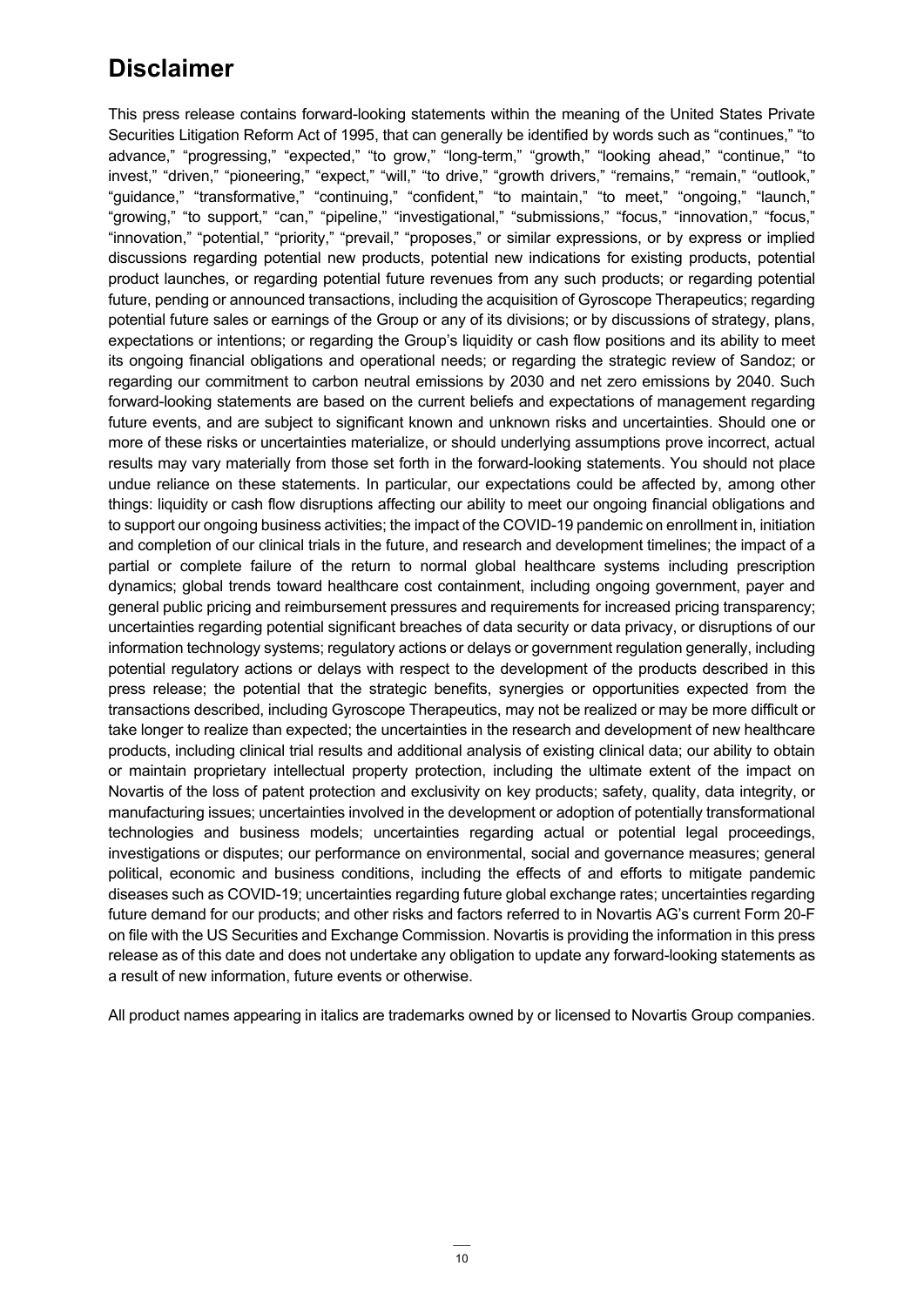# Disclaimer

This press release contains forward-looking statements within the meaning of the United States Private Securities Litigation Reform Act of 1995, that can generally be identified by words such as "continues," "to advance," "progressing," "expected," "to grow," "long-term," "growth," "looking ahead," "continue," "to invest," "driven," "pioneering," "expect," "will," "to drive," "growth drivers," "remains," "remain," "outlook," "guidance," "transformative," "continuing," "confident," "to maintain," "to meet," "ongoing," "launch," "growing," "to support," "can," "pipeline," "investigational," "submissions," "focus," "innovation," "focus," "innovation," "potential," "priority," "prevail," "proposes," or similar expressions, or by express or implied discussions regarding potential new products, potential new indications for existing products, potential product launches, or regarding potential future revenues from any such products; or regarding potential future, pending or announced transactions, including the acquisition of Gyroscope Therapeutics; regarding potential future sales or earnings of the Group or any of its divisions; or by discussions of strategy, plans, expectations or intentions; or regarding the Group's liquidity or cash flow positions and its ability to meet its ongoing financial obligations and operational needs; or regarding the strategic review of Sandoz; or regarding our commitment to carbon neutral emissions by 2030 and net zero emissions by 2040. Such forward-looking statements are based on the current beliefs and expectations of management regarding future events, and are subject to significant known and unknown risks and uncertainties. Should one or more of these risks or uncertainties materialize, or should underlying assumptions prove incorrect, actual results may vary materially from those set forth in the forward-looking statements. You should not place undue reliance on these statements. In particular, our expectations could be affected by, among other things: liquidity or cash flow disruptions affecting our ability to meet our ongoing financial obligations and to support our ongoing business activities; the impact of the COVID-19 pandemic on enrollment in, initiation and completion of our clinical trials in the future, and research and development timelines; the impact of a partial or complete failure of the return to normal global healthcare systems including prescription dynamics; global trends toward healthcare cost containment, including ongoing government, payer and general public pricing and reimbursement pressures and requirements for increased pricing transparency; uncertainties regarding potential significant breaches of data security or data privacy, or disruptions of our information technology systems; regulatory actions or delays or government regulation generally, including potential regulatory actions or delays with respect to the development of the products described in this press release; the potential that the strategic benefits, synergies or opportunities expected from the transactions described, including Gyroscope Therapeutics, may not be realized or may be more difficult or take longer to realize than expected; the uncertainties in the research and development of new healthcare products, including clinical trial results and additional analysis of existing clinical data; our ability to obtain or maintain proprietary intellectual property protection, including the ultimate extent of the impact on Novartis of the loss of patent protection and exclusivity on key products; safety, quality, data integrity, or manufacturing issues; uncertainties involved in the development or adoption of potentially transformational technologies and business models; uncertainties regarding actual or potential legal proceedings, investigations or disputes; our performance on environmental, social and governance measures; general political, economic and business conditions, including the effects of and efforts to mitigate pandemic diseases such as COVID-19; uncertainties regarding future global exchange rates; uncertainties regarding future demand for our products; and other risks and factors referred to in Novartis AG's current Form 20-F on file with the US Securities and Exchange Commission. Novartis is providing the information in this press release as of this date and does not undertake any obligation to update any forward-looking statements as a result of new information, future events or otherwise.

All product names appearing in italics are trademarks owned by or licensed to Novartis Group companies.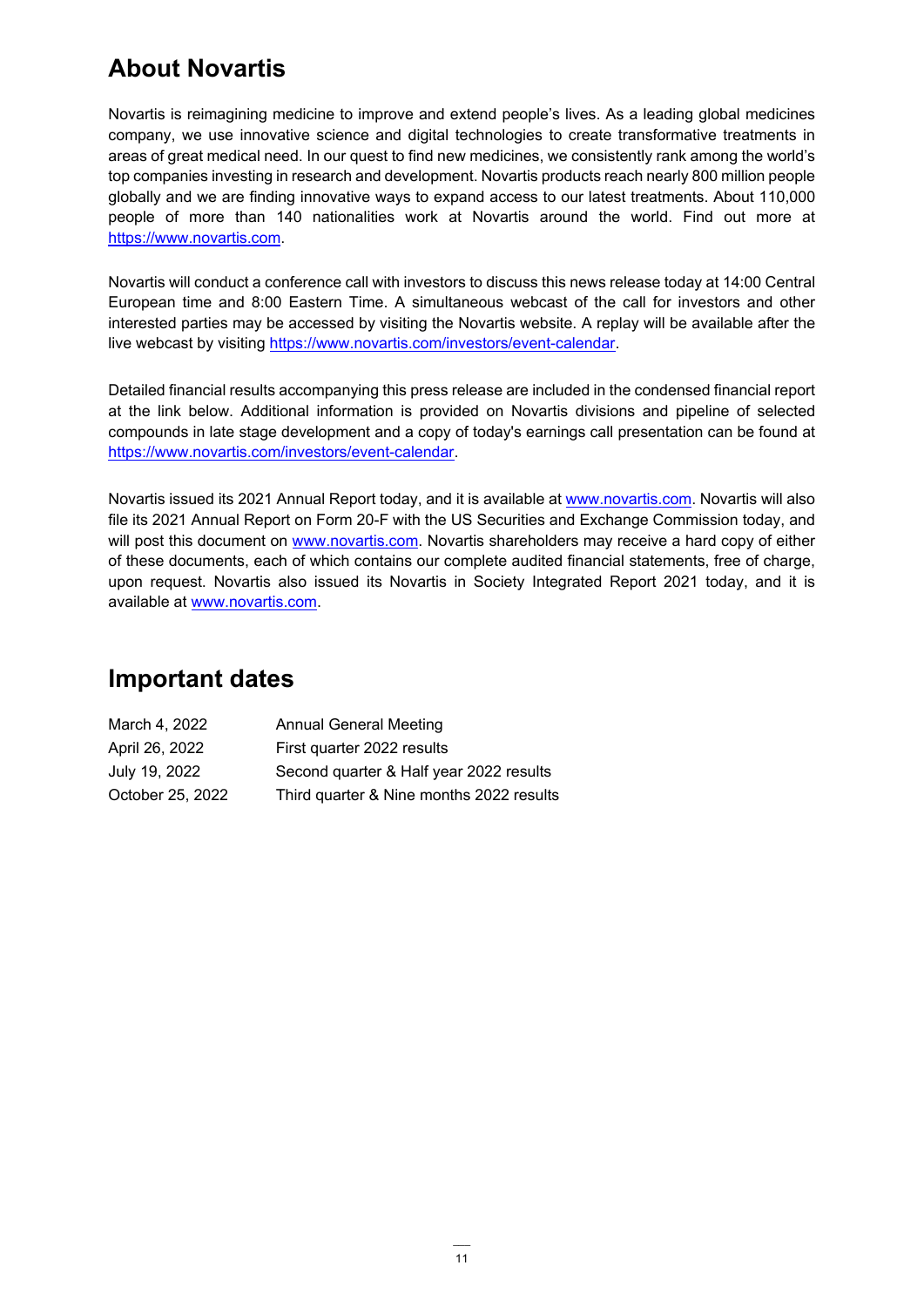## About Novartis

Novartis is reimagining medicine to improve and extend people's lives. As a leading global medicines company, we use innovative science and digital technologies to create transformative treatments in areas of great medical need. In our quest to find new medicines, we consistently rank among the world's top companies investing in research and development. Novartis products reach nearly 800 million people globally and we are finding innovative ways to expand access to our latest treatments. About 110,000 people of more than 140 nationalities work at Novartis around the world. Find out more at https://www.novartis.com.

Novartis will conduct a conference call with investors to discuss this news release today at 14:00 Central European time and 8:00 Eastern Time. A simultaneous webcast of the call for investors and other interested parties may be accessed by visiting the Novartis website. A replay will be available after the live webcast by visiting https://www.novartis.com/investors/event-calendar.

Detailed financial results accompanying this press release are included in the condensed financial report at the link below. Additional information is provided on Novartis divisions and pipeline of selected compounds in late stage development and a copy of today's earnings call presentation can be found at https://www.novartis.com/investors/event-calendar.

Novartis issued its 2021 Annual Report today, and it is available at www.novartis.com. Novartis will also file its 2021 Annual Report on Form 20-F with the US Securities and Exchange Commission today, and will post this document on www.novartis.com. Novartis shareholders may receive a hard copy of either of these documents, each of which contains our complete audited financial statements, free of charge, upon request. Novartis also issued its Novartis in Society Integrated Report 2021 today, and it is available at www.novartis.com.

## Important dates

| | |
|---|---|
| March 4, 2022 | Annual General Meeting |
| April 26, 2022 | First quarter 2022 results |
| July 19, 2022 | Second quarter & Half year 2022 results |
| October 25, 2022 | Third quarter & Nine months 2022 results |